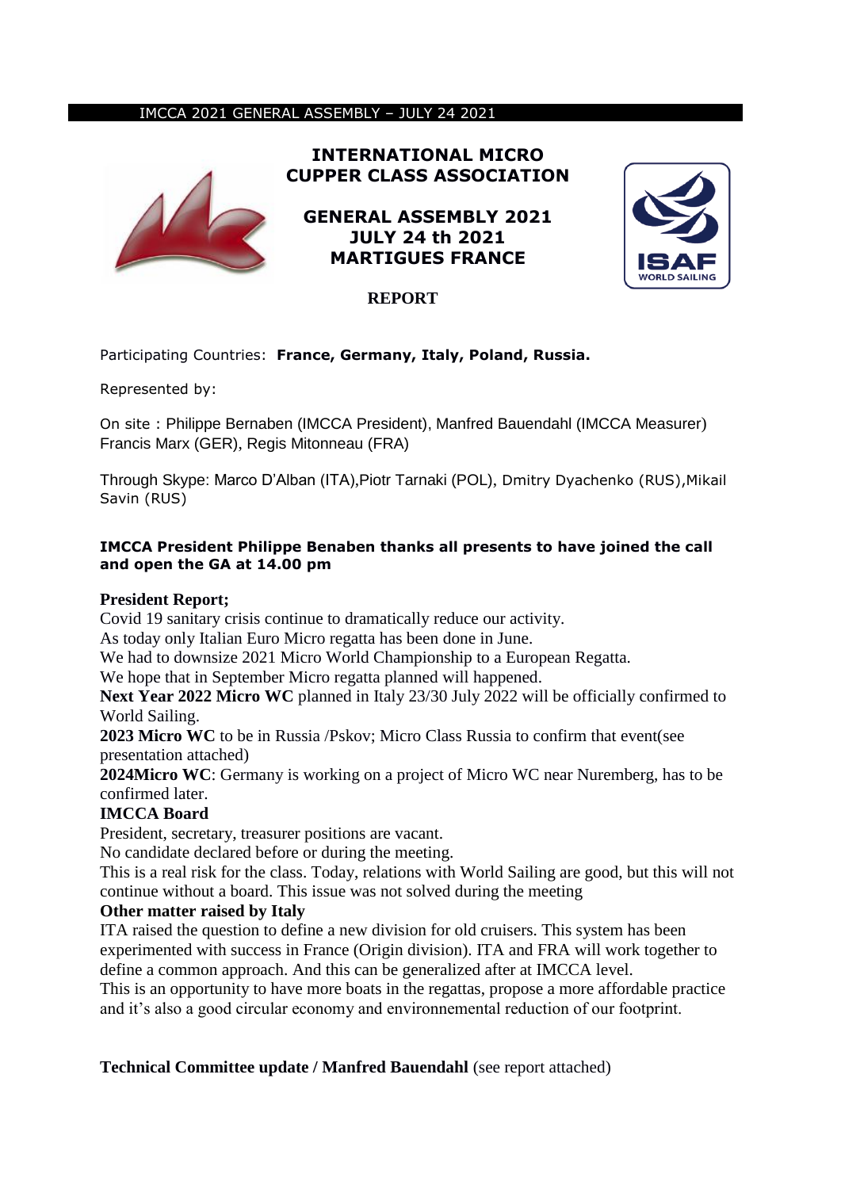IMCCA 2021 GENERAL ASSEMBLY – JULY 24 2021

# INTERNATIONAL MICRO CUPPER CLASS ASSOCIATION

## GENERAL ASSEMBLY 2021 JULY 24 th 2021 MARTIGUES FRANCE

**REPORT**

Participating Countries: **France, Germany, Italy, Poland, Russia.**

Represented by:

On site : Philippe Bernaben (IMCCA President), Manfred Bauendahl (IMCCA Measurer) Francis Marx (GER), Regis Mitonneau (FRA)

Through Skype: Marco D'Alban (ITA),Piotr Tarnaki (POL), Dmitry Dyachenko (RUS),Mikail Savin (RUS)

**IMCCA President Philippe Benaben thanks all presents to have joined the call and open the GA at 14.00 pm**

**President Report;**

Covid 19 sanitary crisis continue to dramatically reduce our activity.
As today only Italian Euro Micro regatta has been done in June.
We had to downsize 2021 Micro World Championship to a European Regatta.
We hope that in September Micro regatta planned will happened.
**Next Year 2022 Micro WC** planned in Italy 23/30 July 2022 will be officially confirmed to World Sailing.
**2023 Micro WC** to be in Russia /Pskov; Micro Class Russia to confirm that event(see presentation attached)
**2024Micro WC**: Germany is working on a project of Micro WC near Nuremberg, has to be confirmed later.

**IMCCA Board**

President, secretary, treasurer positions are vacant.
No candidate declared before or during the meeting.
This is a real risk for the class. Today, relations with World Sailing are good, but this will not continue without a board. This issue was not solved during the meeting

**Other matter raised by Italy**

ITA raised the question to define a new division for old cruisers. This system has been experimented with success in France (Origin division). ITA and FRA will work together to define a common approach. And this can be generalized after at IMCCA level.
This is an opportunity to have more boats in the regattas, propose a more affordable practice and it's also a good circular economy and environnemental reduction of our footprint.

**Technical Committee update / Manfred Bauendahl** (see report attached)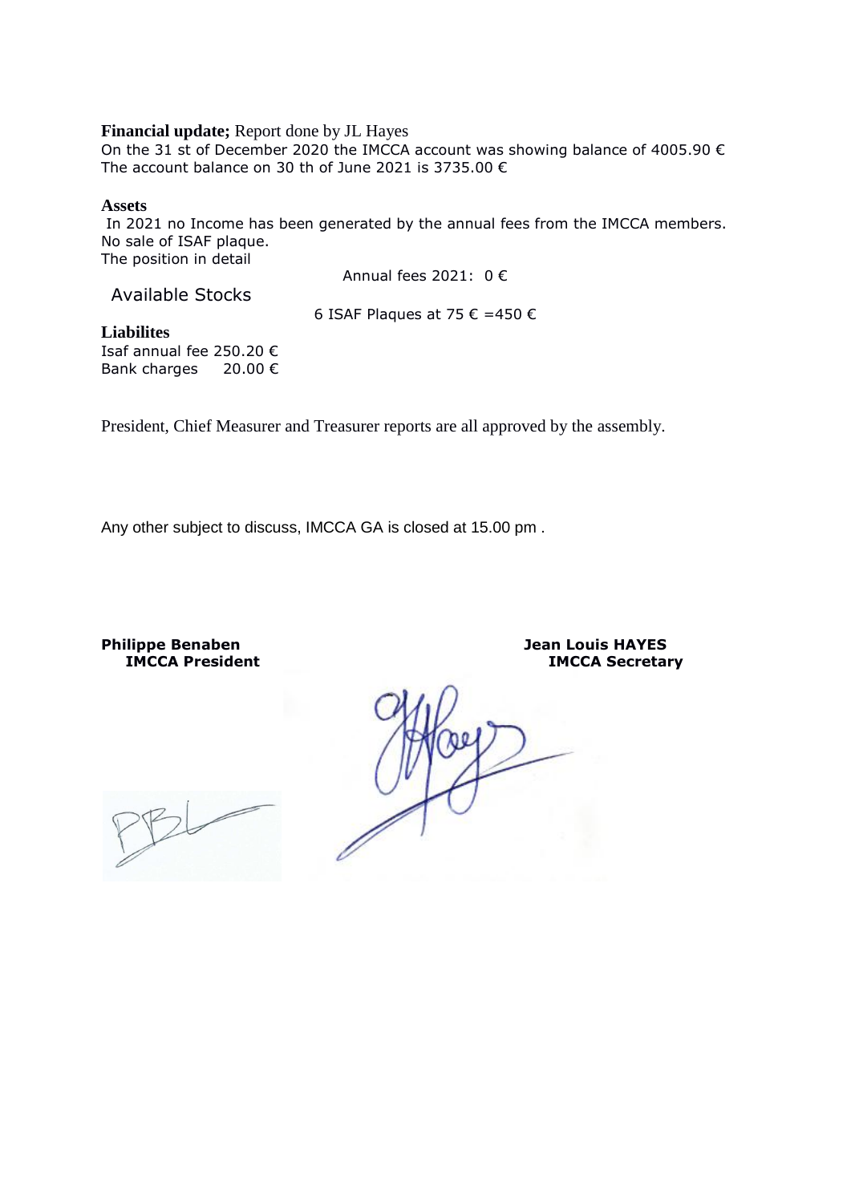**Financial update;** Report done by JL Hayes

On the 31 st of December 2020 the IMCCA account was showing balance of 4005.90 €
The account balance on 30 th of June 2021 is 3735.00 €

**Assets**

In 2021 no Income has been generated by the annual fees from the IMCCA members.
No sale of ISAF plaque.
The position in detail

Annual fees 2021: 0 €

Available Stocks

6 ISAF Plaques at 75 € =450 €

**Liabilites**

Isaf annual fee 250.20 €
Bank charges 20.00 €

President, Chief Measurer and Treasurer reports are all approved by the assembly.

Any other subject to discuss, IMCCA GA is closed at 15.00 pm .

**Philippe Benaben**
**IMCCA President**

**Jean Louis HAYES**
**IMCCA Secretary**